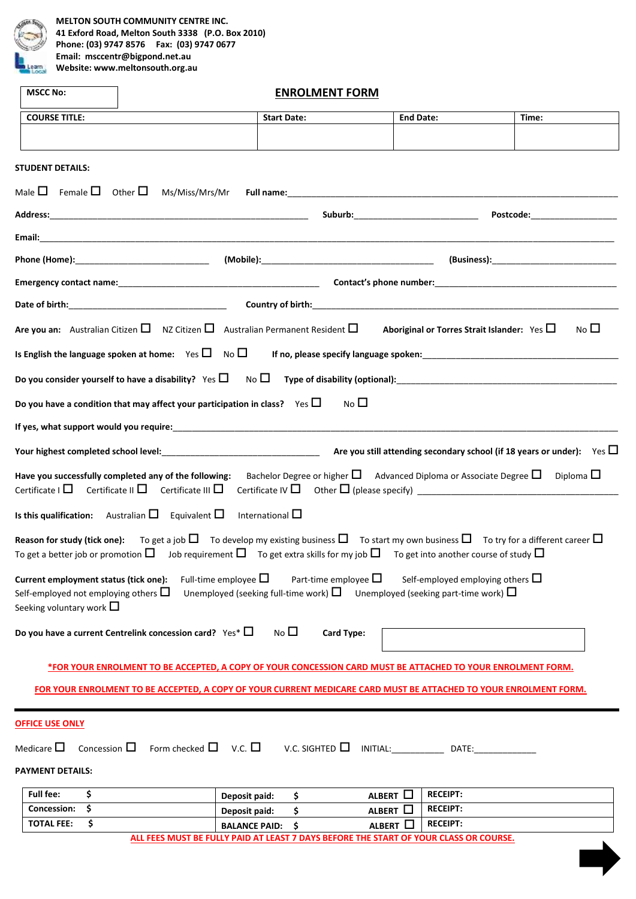**MELTON SOUTH COMMUNITY CENTRE INC.**
**41 Exford Road, Melton South 3338 (P.O. Box 2010)**
**Phone: (03) 9747 8576 Fax: (03) 9747 0677**
**Email: msccentr@bigpond.net.au**
**Website: www.meltonsouth.org.au**

| MSCC No: |
|---|
| |

# ENROLMENT FORM

| COURSE TITLE: | Start Date: | End Date: | Time: |
|---|---|---|---|
| | | | |

**STUDENT DETAILS:**

Male ☐ Female ☐ Other ☐ Ms/Miss/Mrs/Mr **Full name:**\_\_\_\_\_\_\_\_\_\_\_\_\_\_\_\_\_\_\_\_\_\_\_\_\_\_\_\_\_\_\_\_\_\_\_\_

**Address:**\_\_\_\_\_\_\_\_\_\_\_\_\_\_\_\_\_\_\_\_\_\_\_\_\_\_\_\_\_\_ **Suburb:**\_\_\_\_\_\_\_\_\_\_\_\_\_\_\_\_\_\_ **Postcode:**\_\_\_\_\_\_\_\_\_\_\_\_

**Email:**\_\_\_\_\_\_\_\_\_\_\_\_\_\_\_\_\_\_\_\_\_\_\_\_\_\_\_\_\_\_\_\_\_\_\_\_\_\_\_\_\_\_\_\_\_\_\_\_\_\_\_\_\_\_\_\_\_\_\_\_\_\_\_\_

**Phone (Home):**\_\_\_\_\_\_\_\_\_\_\_\_\_\_\_\_\_\_ **(Mobile):**\_\_\_\_\_\_\_\_\_\_\_\_\_\_\_\_\_\_\_\_\_\_\_\_ **(Business):**\_\_\_\_\_\_\_\_\_\_\_\_\_\_\_\_\_\_

**Emergency contact name:**\_\_\_\_\_\_\_\_\_\_\_\_\_\_\_\_\_\_\_\_\_\_\_\_\_\_\_\_ **Contact's phone number:**\_\_\_\_\_\_\_\_\_\_\_\_\_\_\_\_\_\_\_\_\_\_\_\_

**Date of birth:**\_\_\_\_\_\_\_\_\_\_\_\_\_\_\_\_\_\_\_\_\_\_ **Country of birth:**\_\_\_\_\_\_\_\_\_\_\_\_\_\_\_\_\_\_\_\_\_\_\_\_\_\_\_\_\_\_\_\_\_\_\_\_

**Are you an:** Australian Citizen ☐ NZ Citizen ☐ Australian Permanent Resident ☐ **Aboriginal or Torres Strait Islander:** Yes ☐ No ☐

**Is English the language spoken at home:** Yes ☐ No ☐ **If no, please specify language spoken:**\_\_\_\_\_\_\_\_\_\_\_\_\_\_\_\_\_\_\_\_\_\_\_\_\_\_\_\_

**Do you consider yourself to have a disability?** Yes ☐ No ☐ **Type of disability (optional):**\_\_\_\_\_\_\_\_\_\_\_\_\_\_\_\_\_\_\_\_\_\_\_\_\_\_\_\_\_\_

**Do you have a condition that may affect your participation in class?** Yes ☐ No ☐

**If yes, what support would you require:**\_\_\_\_\_\_\_\_\_\_\_\_\_\_\_\_\_\_\_\_\_\_\_\_\_\_\_\_\_\_\_\_\_\_\_\_\_\_\_\_\_\_\_\_\_\_\_\_

**Your highest completed school level:**\_\_\_\_\_\_\_\_\_\_\_\_\_\_\_\_\_\_\_\_\_\_ **Are you still attending secondary school (if 18 years or under):** Yes ☐

**Have you successfully completed any of the following:** Bachelor Degree or higher ☐ Advanced Diploma or Associate Degree ☐ Diploma ☐ Certificate I ☐ Certificate II ☐ Certificate III ☐ Certificate IV ☐ Other ☐ (please specify) \_\_\_\_\_\_\_\_\_\_\_\_\_\_\_\_\_\_\_\_\_\_\_\_\_\_\_\_

**Is this qualification:** Australian ☐ Equivalent ☐ International ☐

**Reason for study (tick one):** To get a job ☐ To develop my existing business ☐ To start my own business ☐ To try for a different career ☐ To get a better job or promotion ☐ Job requirement ☐ To get extra skills for my job ☐ To get into another course of study ☐

**Current employment status (tick one):** Full-time employee ☐ Part-time employee ☐ Self-employed employing others ☐ Self-employed not employing others ☐ Unemployed (seeking full-time work) ☐ Unemployed (seeking part-time work) ☐ Seeking voluntary work ☐

**Do you have a current Centrelink concession card?** Yes* ☐ No ☐ **Card Type:** \_\_\_\_\_\_\_\_\_\_\_\_\_\_\_\_\_\_

**\*FOR YOUR ENROLMENT TO BE ACCEPTED, A COPY OF YOUR CONCESSION CARD MUST BE ATTACHED TO YOUR ENROLMENT FORM.**

**FOR YOUR ENROLMENT TO BE ACCEPTED, A COPY OF YOUR CURRENT MEDICARE CARD MUST BE ATTACHED TO YOUR ENROLMENT FORM.**

---

**OFFICE USE ONLY**

Medicare ☐ Concession ☐ Form checked ☐ V.C. ☐ V.C. SIGHTED ☐ INITIAL:\_\_\_\_\_\_\_\_\_\_ DATE:\_\_\_\_\_\_\_\_\_\_\_\_

**PAYMENT DETAILS:**

| | | | | | |
|---|---|---|---|---|---|
| **Full fee:** | $ | **Deposit paid:** | $ | **ALBERT** ☐ | **RECEIPT:** |
| **Concession:** | $ | **Deposit paid:** | $ | **ALBERT** ☐ | **RECEIPT:** |
| **TOTAL FEE:** | $ | **BALANCE PAID:** | $ | **ALBERT** ☐ | **RECEIPT:** |

**ALL FEES MUST BE FULLY PAID AT LEAST 7 DAYS BEFORE THE START OF YOUR CLASS OR COURSE.**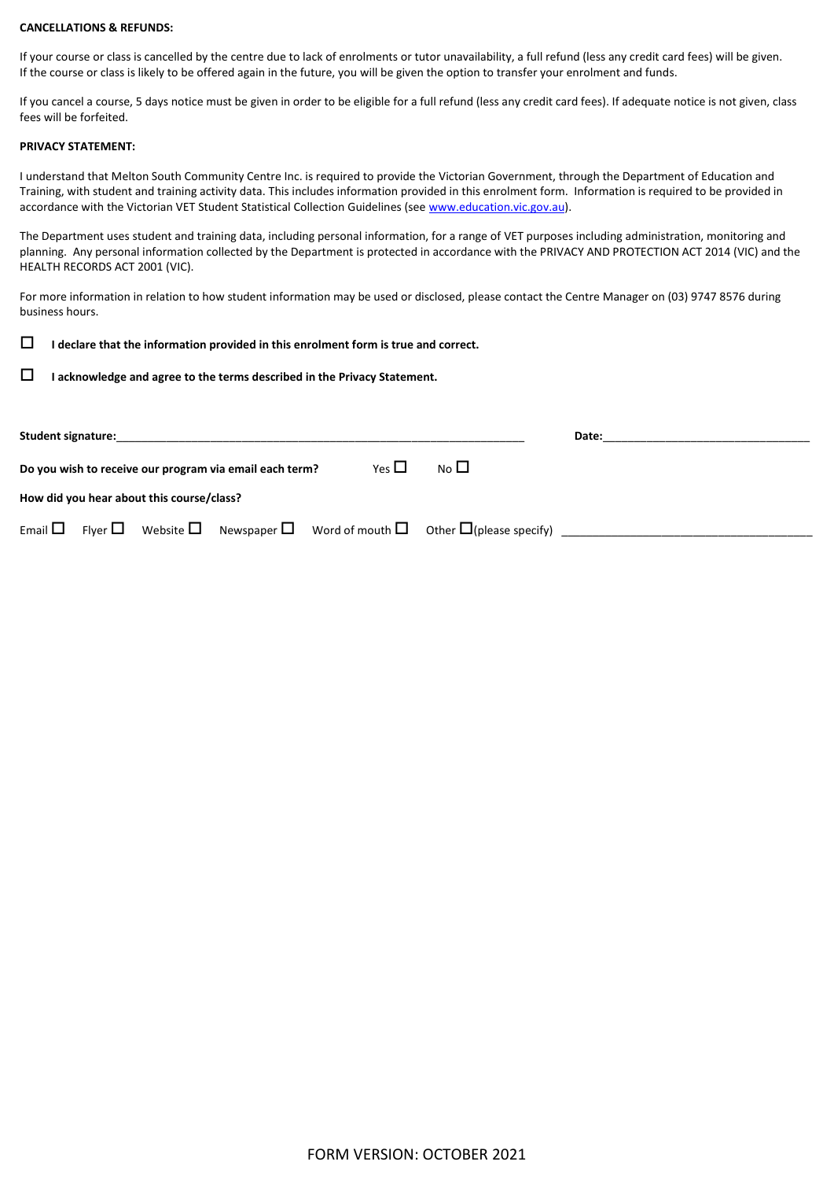**CANCELLATIONS & REFUNDS:**

If your course or class is cancelled by the centre due to lack of enrolments or tutor unavailability, a full refund (less any credit card fees) will be given. If the course or class is likely to be offered again in the future, you will be given the option to transfer your enrolment and funds.

If you cancel a course, 5 days notice must be given in order to be eligible for a full refund (less any credit card fees). If adequate notice is not given, class fees will be forfeited.

**PRIVACY STATEMENT:**

I understand that Melton South Community Centre Inc. is required to provide the Victorian Government, through the Department of Education and Training, with student and training activity data. This includes information provided in this enrolment form. Information is required to be provided in accordance with the Victorian VET Student Statistical Collection Guidelines (see www.education.vic.gov.au).

The Department uses student and training data, including personal information, for a range of VET purposes including administration, monitoring and planning. Any personal information collected by the Department is protected in accordance with the PRIVACY AND PROTECTION ACT 2014 (VIC) and the HEALTH RECORDS ACT 2001 (VIC).

For more information in relation to how student information may be used or disclosed, please contact the Centre Manager on (03) 9747 8576 during business hours.

☐ **I declare that the information provided in this enrolment form is true and correct.**

☐ **I acknowledge and agree to the terms described in the Privacy Statement.**

**Student signature:**\_\_\_\_\_\_\_\_\_\_\_\_\_\_\_\_\_\_\_\_\_\_\_\_\_\_\_\_\_\_\_\_\_\_\_\_\_\_\_\_ **Date:**\_\_\_\_\_\_\_\_\_\_\_\_\_\_\_\_\_\_\_\_

**Do you wish to receive our program via email each term?** Yes ☐ No ☐

**How did you hear about this course/class?**

Email ☐ Flyer ☐ Website ☐ Newspaper ☐ Word of mouth ☐ Other ☐(please specify) \_\_\_\_\_\_\_\_\_\_\_\_\_\_\_\_\_\_\_\_\_\_\_\_

FORM VERSION: OCTOBER 2021